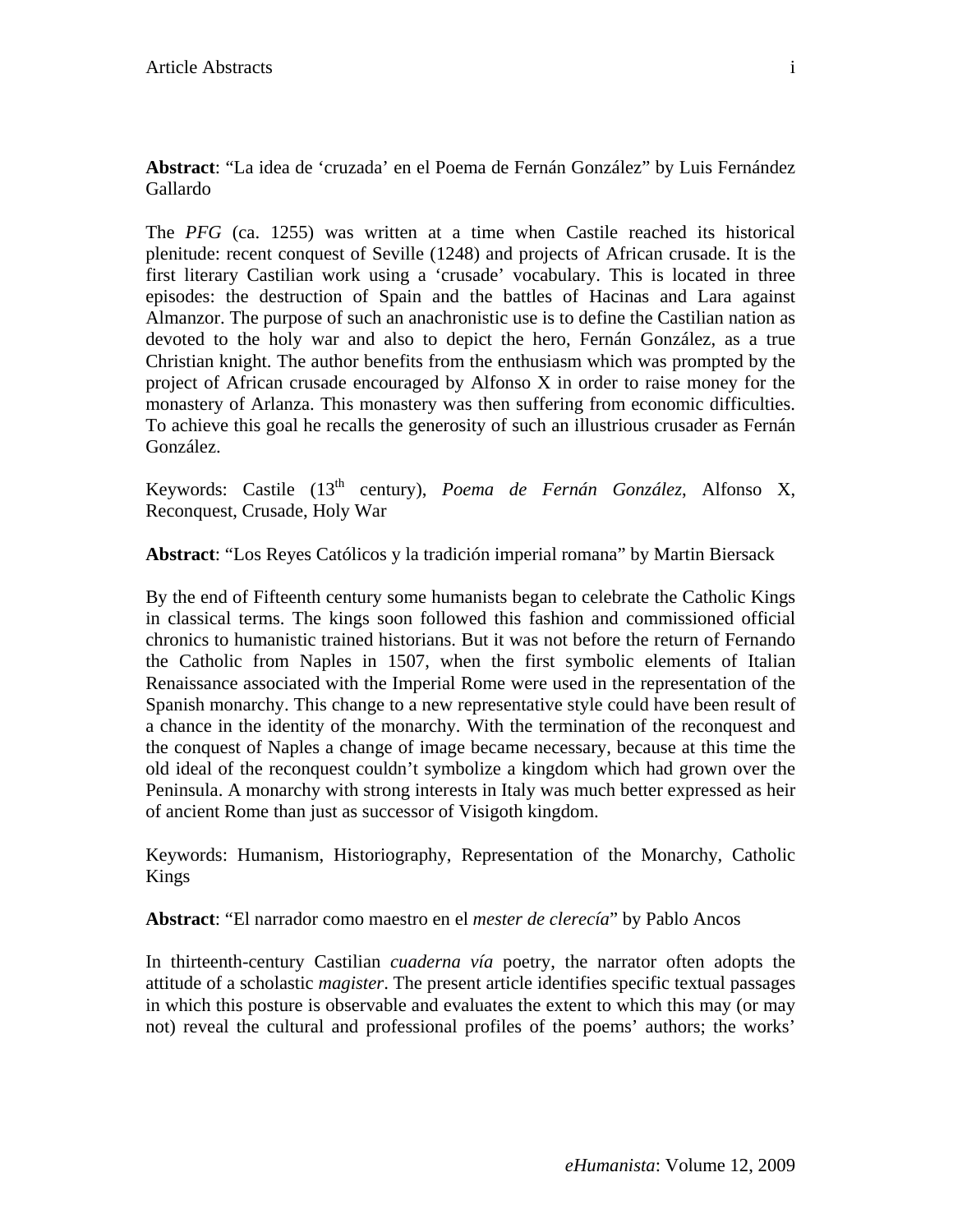**Abstract**: "La idea de 'cruzada' en el Poema de Fernán González" by Luis Fernández Gallardo

The *PFG* (ca. 1255) was written at a time when Castile reached its historical plenitude: recent conquest of Seville (1248) and projects of African crusade. It is the first literary Castilian work using a 'crusade' vocabulary. This is located in three episodes: the destruction of Spain and the battles of Hacinas and Lara against Almanzor. The purpose of such an anachronistic use is to define the Castilian nation as devoted to the holy war and also to depict the hero, Fernán González, as a true Christian knight. The author benefits from the enthusiasm which was prompted by the project of African crusade encouraged by Alfonso X in order to raise money for the monastery of Arlanza. This monastery was then suffering from economic difficulties. To achieve this goal he recalls the generosity of such an illustrious crusader as Fernán González.

Keywords: Castile (13th century), *Poema de Fernán González*, Alfonso X, Reconquest, Crusade, Holy War

**Abstract**: "Los Reyes Católicos y la tradición imperial romana" by Martin Biersack

By the end of Fifteenth century some humanists began to celebrate the Catholic Kings in classical terms. The kings soon followed this fashion and commissioned official chronics to humanistic trained historians. But it was not before the return of Fernando the Catholic from Naples in 1507, when the first symbolic elements of Italian Renaissance associated with the Imperial Rome were used in the representation of the Spanish monarchy. This change to a new representative style could have been result of a chance in the identity of the monarchy. With the termination of the reconquest and the conquest of Naples a change of image became necessary, because at this time the old ideal of the reconquest couldn't symbolize a kingdom which had grown over the Peninsula. A monarchy with strong interests in Italy was much better expressed as heir of ancient Rome than just as successor of Visigoth kingdom.

Keywords: Humanism, Historiography, Representation of the Monarchy, Catholic Kings

**Abstract**: "El narrador como maestro en el *mester de clerecía*" by Pablo Ancos

In thirteenth-century Castilian *cuaderna vía* poetry, the narrator often adopts the attitude of a scholastic *magister*. The present article identifies specific textual passages in which this posture is observable and evaluates the extent to which this may (or may not) reveal the cultural and professional profiles of the poems' authors; the works'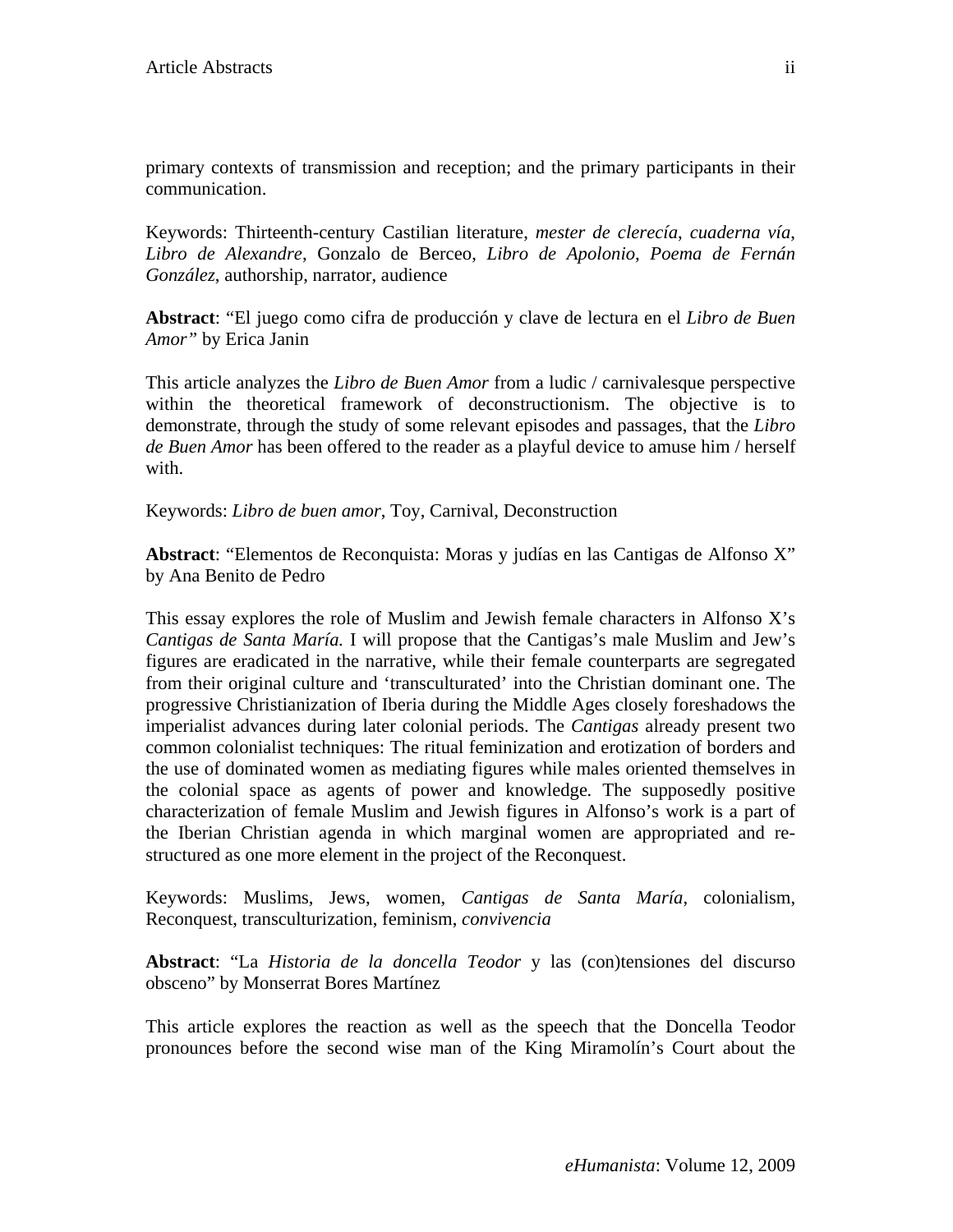primary contexts of transmission and reception; and the primary participants in their communication.

Keywords: Thirteenth-century Castilian literature, *mester de clerecía*, *cuaderna vía*, *Libro de Alexandre*, Gonzalo de Berceo, *Libro de Apolonio*, *Poema de Fernán González*, authorship, narrator, audience

**Abstract**: "El juego como cifra de producción y clave de lectura en el *Libro de Buen Amor"* by Erica Janin

This article analyzes the *Libro de Buen Amor* from a ludic / carnivalesque perspective within the theoretical framework of deconstructionism. The objective is to demonstrate, through the study of some relevant episodes and passages, that the *Libro de Buen Amor* has been offered to the reader as a playful device to amuse him / herself with.

Keywords: *Libro de buen amor*, Toy, Carnival, Deconstruction

**Abstract**: "Elementos de Reconquista: Moras y judías en las Cantigas de Alfonso X" by Ana Benito de Pedro

This essay explores the role of Muslim and Jewish female characters in Alfonso X's *Cantigas de Santa María.* I will propose that the Cantigas's male Muslim and Jew's figures are eradicated in the narrative, while their female counterparts are segregated from their original culture and 'transculturated' into the Christian dominant one. The progressive Christianization of Iberia during the Middle Ages closely foreshadows the imperialist advances during later colonial periods. The *Cantigas* already present two common colonialist techniques: The ritual feminization and erotization of borders and the use of dominated women as mediating figures while males oriented themselves in the colonial space as agents of power and knowledge. The supposedly positive characterization of female Muslim and Jewish figures in Alfonso's work is a part of the Iberian Christian agenda in which marginal women are appropriated and re-structured as one more element in the project of the Reconquest.

Keywords: Muslims, Jews, women, *Cantigas de Santa María*, colonialism, Reconquest, transculturization, feminism, *convivencia*

**Abstract**: "La *Historia de la doncella Teodor* y las (con)tensiones del discurso obsceno" by Monserrat Bores Martínez

This article explores the reaction as well as the speech that the Doncella Teodor pronounces before the second wise man of the King Miramolín's Court about the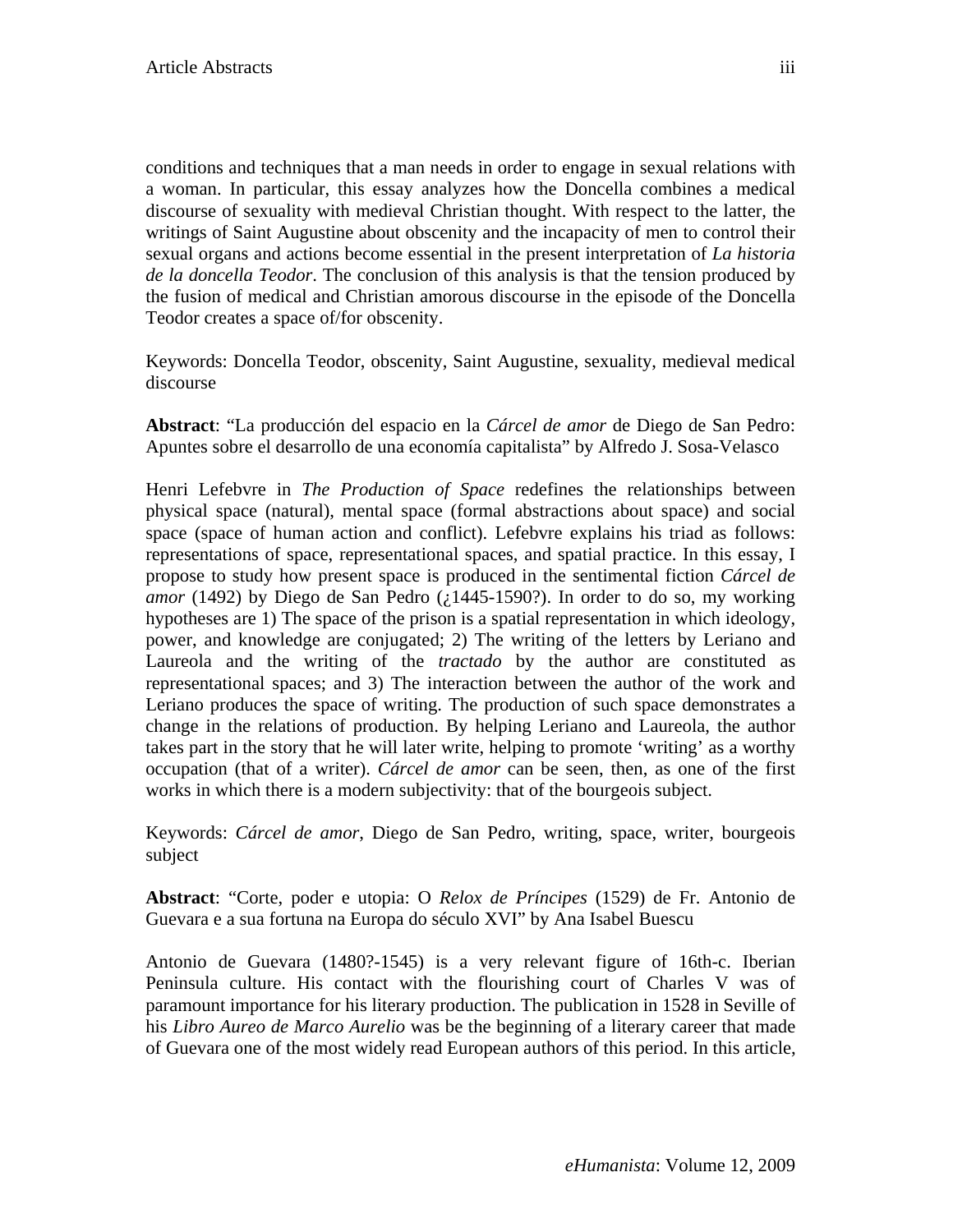conditions and techniques that a man needs in order to engage in sexual relations with a woman. In particular, this essay analyzes how the Doncella combines a medical discourse of sexuality with medieval Christian thought. With respect to the latter, the writings of Saint Augustine about obscenity and the incapacity of men to control their sexual organs and actions become essential in the present interpretation of *La historia de la doncella Teodor*. The conclusion of this analysis is that the tension produced by the fusion of medical and Christian amorous discourse in the episode of the Doncella Teodor creates a space of/for obscenity.

Keywords: Doncella Teodor, obscenity, Saint Augustine, sexuality, medieval medical discourse

**Abstract**: "La producción del espacio en la *Cárcel de amor* de Diego de San Pedro: Apuntes sobre el desarrollo de una economía capitalista" by Alfredo J. Sosa-Velasco

Henri Lefebvre in *The Production of Space* redefines the relationships between physical space (natural), mental space (formal abstractions about space) and social space (space of human action and conflict). Lefebvre explains his triad as follows: representations of space, representational spaces, and spatial practice. In this essay, I propose to study how present space is produced in the sentimental fiction *Cárcel de amor* (1492) by Diego de San Pedro (¿1445-1590?). In order to do so, my working hypotheses are 1) The space of the prison is a spatial representation in which ideology, power, and knowledge are conjugated; 2) The writing of the letters by Leriano and Laureola and the writing of the *tractado* by the author are constituted as representational spaces; and 3) The interaction between the author of the work and Leriano produces the space of writing. The production of such space demonstrates a change in the relations of production. By helping Leriano and Laureola, the author takes part in the story that he will later write, helping to promote 'writing' as a worthy occupation (that of a writer). *Cárcel de amor* can be seen, then, as one of the first works in which there is a modern subjectivity: that of the bourgeois subject.

Keywords: *Cárcel de amor*, Diego de San Pedro, writing, space, writer, bourgeois subject

**Abstract**: "Corte, poder e utopia: O *Relox de Príncipes* (1529) de Fr. Antonio de Guevara e a sua fortuna na Europa do século XVI" by Ana Isabel Buescu

Antonio de Guevara (1480?-1545) is a very relevant figure of 16th-c. Iberian Peninsula culture. His contact with the flourishing court of Charles V was of paramount importance for his literary production. The publication in 1528 in Seville of his *Libro Aureo de Marco Aurelio* was be the beginning of a literary career that made of Guevara one of the most widely read European authors of this period. In this article,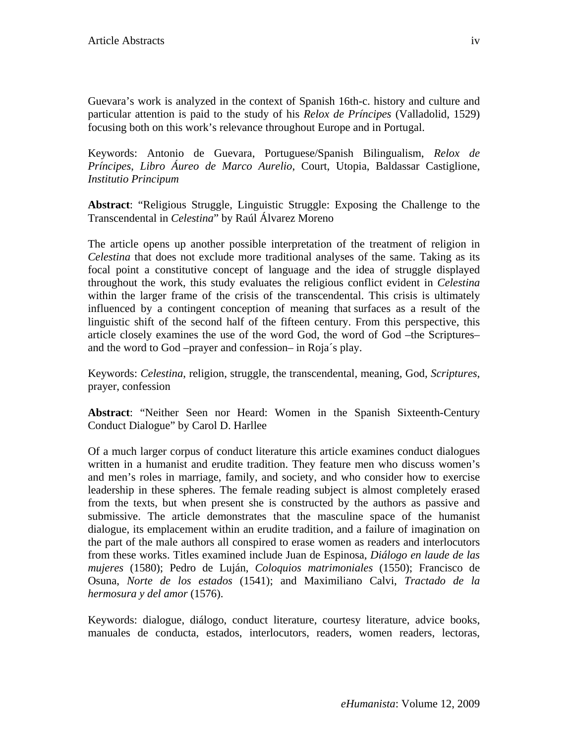Guevara's work is analyzed in the context of Spanish 16th-c. history and culture and particular attention is paid to the study of his *Relox de Príncipes* (Valladolid, 1529) focusing both on this work's relevance throughout Europe and in Portugal.

Keywords: Antonio de Guevara, Portuguese/Spanish Bilingualism, *Relox de Príncipes*, *Libro Áureo de Marco Aurelio*, Court, Utopia, Baldassar Castiglione, *Institutio Principum*

**Abstract**: "Religious Struggle, Linguistic Struggle: Exposing the Challenge to the Transcendental in *Celestina*" by Raúl Álvarez Moreno

The article opens up another possible interpretation of the treatment of religion in *Celestina* that does not exclude more traditional analyses of the same. Taking as its focal point a constitutive concept of language and the idea of struggle displayed throughout the work, this study evaluates the religious conflict evident in *Celestina* within the larger frame of the crisis of the transcendental. This crisis is ultimately influenced by a contingent conception of meaning that surfaces as a result of the linguistic shift of the second half of the fifteen century. From this perspective, this article closely examines the use of the word God, the word of God –the Scriptures– and the word to God –prayer and confession– in Roja´s play.

Keywords: *Celestina*, religion, struggle, the transcendental, meaning, God, *Scriptures*, prayer, confession

**Abstract**: "Neither Seen nor Heard: Women in the Spanish Sixteenth-Century Conduct Dialogue" by Carol D. Harllee

Of a much larger corpus of conduct literature this article examines conduct dialogues written in a humanist and erudite tradition. They feature men who discuss women's and men's roles in marriage, family, and society, and who consider how to exercise leadership in these spheres. The female reading subject is almost completely erased from the texts, but when present she is constructed by the authors as passive and submissive. The article demonstrates that the masculine space of the humanist dialogue, its emplacement within an erudite tradition, and a failure of imagination on the part of the male authors all conspired to erase women as readers and interlocutors from these works. Titles examined include Juan de Espinosa, *Diálogo en laude de las mujeres* (1580); Pedro de Luján, *Coloquios matrimoniales* (1550); Francisco de Osuna, *Norte de los estados* (1541); and Maximiliano Calvi, *Tractado de la hermosura y del amor* (1576).

Keywords: dialogue, diálogo, conduct literature, courtesy literature, advice books, manuales de conducta, estados, interlocutors, readers, women readers, lectoras,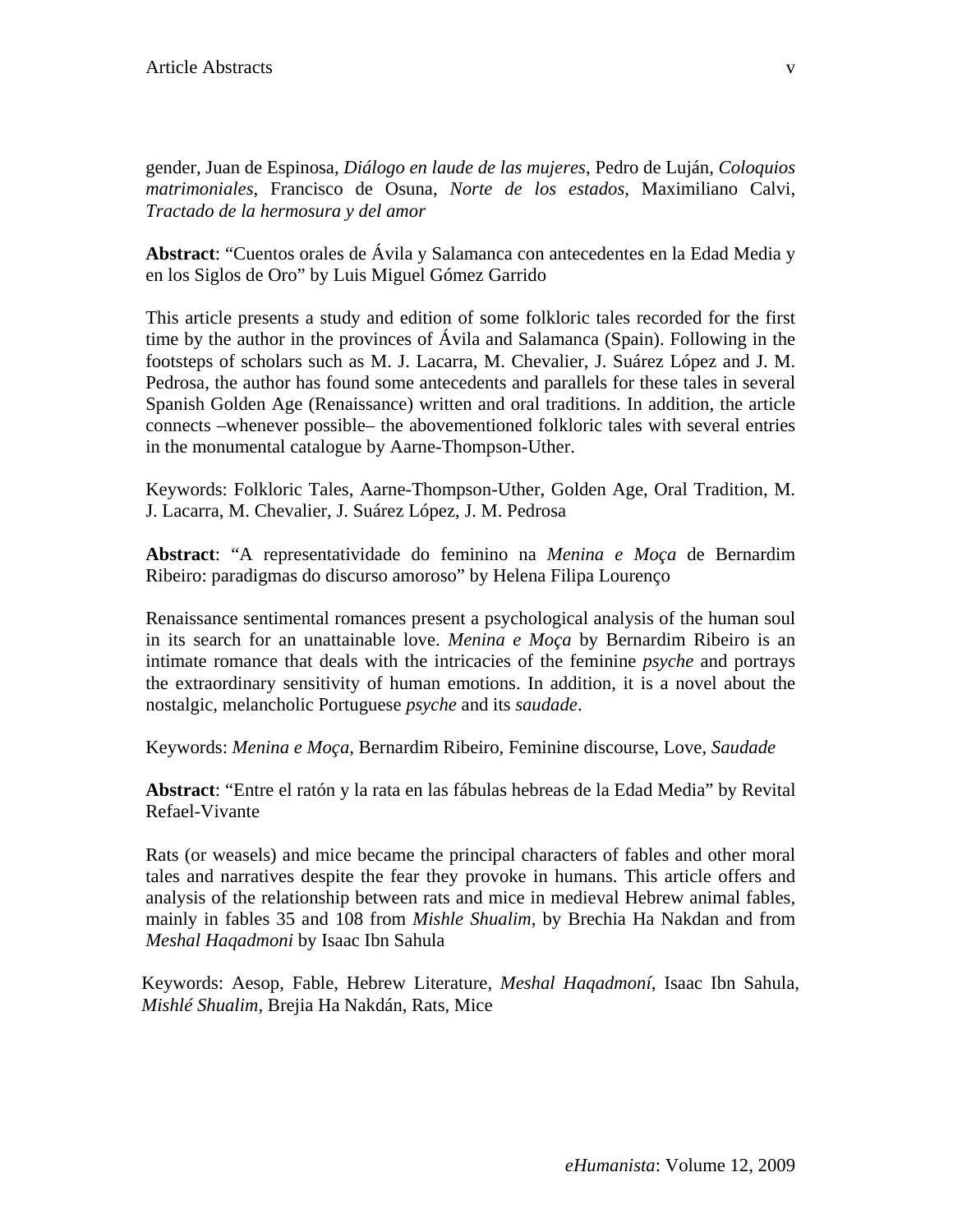gender, Juan de Espinosa, *Diálogo en laude de las mujeres*, Pedro de Luján, *Coloquios matrimoniales*, Francisco de Osuna, *Norte de los estados*, Maximiliano Calvi, *Tractado de la hermosura y del amor*

**Abstract**: "Cuentos orales de Ávila y Salamanca con antecedentes en la Edad Media y en los Siglos de Oro" by Luis Miguel Gómez Garrido

This article presents a study and edition of some folkloric tales recorded for the first time by the author in the provinces of Ávila and Salamanca (Spain). Following in the footsteps of scholars such as M. J. Lacarra, M. Chevalier, J. Suárez López and J. M. Pedrosa, the author has found some antecedents and parallels for these tales in several Spanish Golden Age (Renaissance) written and oral traditions. In addition, the article connects –whenever possible– the abovementioned folkloric tales with several entries in the monumental catalogue by Aarne-Thompson-Uther.

Keywords: Folkloric Tales, Aarne-Thompson-Uther, Golden Age, Oral Tradition, M. J. Lacarra, M. Chevalier, J. Suárez López, J. M. Pedrosa

**Abstract**: "A representatividade do feminino na *Menina e Moça* de Bernardim Ribeiro: paradigmas do discurso amoroso" by Helena Filipa Lourenço

Renaissance sentimental romances present a psychological analysis of the human soul in its search for an unattainable love. *Menina e Moça* by Bernardim Ribeiro is an intimate romance that deals with the intricacies of the feminine *psyche* and portrays the extraordinary sensitivity of human emotions. In addition, it is a novel about the nostalgic, melancholic Portuguese *psyche* and its *saudade*.

Keywords: *Menina e Moça*, Bernardim Ribeiro, Feminine discourse, Love, *Saudade*

**Abstract**: "Entre el ratón y la rata en las fábulas hebreas de la Edad Media" by Revital Refael-Vivante

Rats (or weasels) and mice became the principal characters of fables and other moral tales and narratives despite the fear they provoke in humans. This article offers and analysis of the relationship between rats and mice in medieval Hebrew animal fables, mainly in fables 35 and 108 from *Mishle Shualim*, by Brechia Ha Nakdan and from *Meshal Haqadmoni* by Isaac Ibn Sahula

Keywords: Aesop, Fable, Hebrew Literature, *Meshal Haqadmoní*, Isaac Ibn Sahula, *Mishlé Shualim*, Brejia Ha Nakdán, Rats, Mice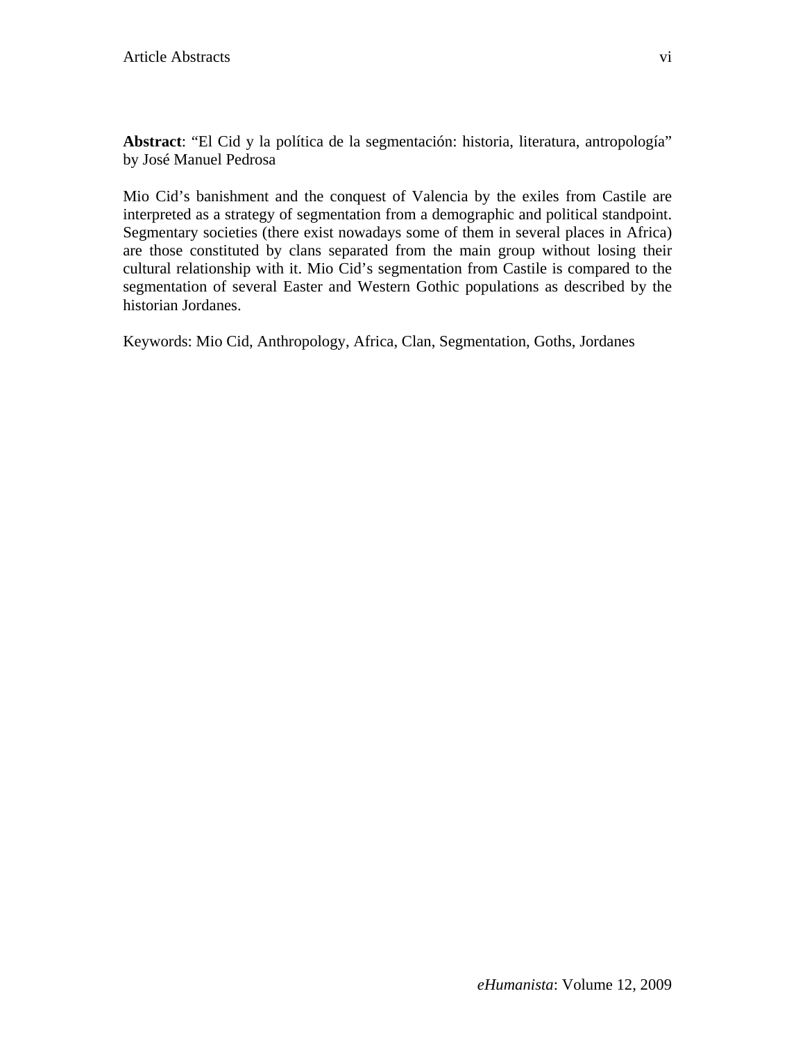**Abstract**: "El Cid y la política de la segmentación: historia, literatura, antropología" by José Manuel Pedrosa

Mio Cid's banishment and the conquest of Valencia by the exiles from Castile are interpreted as a strategy of segmentation from a demographic and political standpoint. Segmentary societies (there exist nowadays some of them in several places in Africa) are those constituted by clans separated from the main group without losing their cultural relationship with it. Mio Cid's segmentation from Castile is compared to the segmentation of several Easter and Western Gothic populations as described by the historian Jordanes.

Keywords: Mio Cid, Anthropology, Africa, Clan, Segmentation, Goths, Jordanes